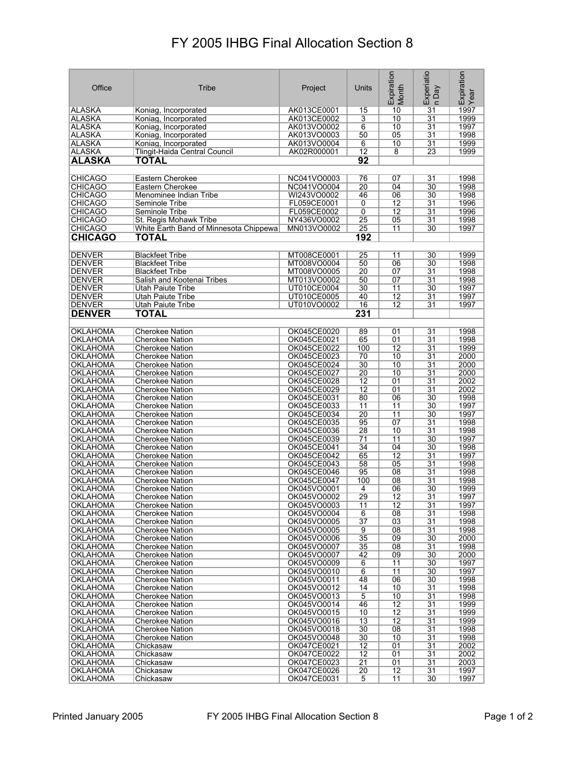# FY 2005 IHBG Final Allocation Section 8

| Office | Tribe | Project | Units | Expiration Month | Experiation Day | Expiration Year |
|---|---|---|---|---|---|---|
| ALASKA | Koniag, Incorporated | AK013CE0001 | 15 | 10 | 31 | 1997 |
| ALASKA | Koniag, Incorporated | AK013CE0002 | 3 | 10 | 31 | 1999 |
| ALASKA | Koniag, Incorporated | AK013VO0002 | 6 | 10 | 31 | 1997 |
| ALASKA | Koniag, Incorporated | AK013VO0003 | 50 | 05 | 31 | 1998 |
| ALASKA | Koniag, Incorporated | AK013VO0004 | 6 | 10 | 31 | 1999 |
| ALASKA | Tlingit-Haida Central Council | AK02R000001 | 12 | 8 | 23 | 1999 |
| **ALASKA** | **TOTAL** | | **92** | | | |
| | | | | | | |
| CHICAGO | Eastern Cherokee | NC041VO0003 | 76 | 07 | 31 | 1998 |
| CHICAGO | Eastern Cherokee | NC041VO0004 | 20 | 04 | 30 | 1998 |
| CHICAGO | Menominee Indian Tribe | WI243VO0002 | 46 | 06 | 30 | 1998 |
| CHICAGO | Seminole Tribe | FL059CE0001 | 0 | 12 | 31 | 1996 |
| CHICAGO | Seminole Tribe | FL059CE0002 | 0 | 12 | 31 | 1996 |
| CHICAGO | St. Regis Mohawk Tribe | NY436VO0002 | 25 | 05 | 31 | 1998 |
| CHICAGO | White Earth Band of Minnesota Chippewa | MN013VO0002 | 25 | 11 | 30 | 1997 |
| **CHICAGO** | **TOTAL** | | **192** | | | |
| | | | | | | |
| DENVER | Blackfeet Tribe | MT008CE0001 | 25 | 11 | 30 | 1999 |
| DENVER | Blackfeet Tribe | MT008VO0004 | 50 | 06 | 30 | 1998 |
| DENVER | Blackfeet Tribe | MT008VO0005 | 20 | 07 | 31 | 1998 |
| DENVER | Salish and Kootenai Tribes | MT013VO0002 | 50 | 07 | 31 | 1998 |
| DENVER | Utah Paiute Tribe | UT010CE0004 | 30 | 11 | 30 | 1997 |
| DENVER | Utah Paiute Tribe | UT010CE0005 | 40 | 12 | 31 | 1997 |
| DENVER | Utah Paiute Tribe | UT010VO0002 | 16 | 12 | 31 | 1997 |
| **DENVER** | **TOTAL** | | **231** | | | |
| | | | | | | |
| OKLAHOMA | Cherokee Nation | OK045CE0020 | 89 | 01 | 31 | 1998 |
| OKLAHOMA | Cherokee Nation | OK045CE0021 | 65 | 01 | 31 | 1998 |
| OKLAHOMA | Cherokee Nation | OK045CE0022 | 100 | 12 | 31 | 1999 |
| OKLAHOMA | Cherokee Nation | OK045CE0023 | 70 | 10 | 31 | 2000 |
| OKLAHOMA | Cherokee Nation | OK045CE0024 | 30 | 10 | 31 | 2000 |
| OKLAHOMA | Cherokee Nation | OK045CE0027 | 20 | 10 | 31 | 2000 |
| OKLAHOMA | Cherokee Nation | OK045CE0028 | 12 | 01 | 31 | 2002 |
| OKLAHOMA | Cherokee Nation | OK045CE0029 | 12 | 01 | 31 | 2002 |
| OKLAHOMA | Cherokee Nation | OK045CE0031 | 80 | 06 | 30 | 1998 |
| OKLAHOMA | Cherokee Nation | OK045CE0033 | 11 | 11 | 30 | 1997 |
| OKLAHOMA | Cherokee Nation | OK045CE0034 | 20 | 11 | 30 | 1997 |
| OKLAHOMA | Cherokee Nation | OK045CE0035 | 95 | 07 | 31 | 1998 |
| OKLAHOMA | Cherokee Nation | OK045CE0036 | 28 | 10 | 31 | 1998 |
| OKLAHOMA | Cherokee Nation | OK045CE0039 | 71 | 11 | 30 | 1997 |
| OKLAHOMA | Cherokee Nation | OK045CE0041 | 34 | 04 | 30 | 1998 |
| OKLAHOMA | Cherokee Nation | OK045CE0042 | 65 | 12 | 31 | 1997 |
| OKLAHOMA | Cherokee Nation | OK045CE0043 | 58 | 05 | 31 | 1998 |
| OKLAHOMA | Cherokee Nation | OK045CE0046 | 95 | 08 | 31 | 1998 |
| OKLAHOMA | Cherokee Nation | OK045CE0047 | 100 | 08 | 31 | 1998 |
| OKLAHOMA | Cherokee Nation | OK045VO0001 | 4 | 06 | 30 | 1999 |
| OKLAHOMA | Cherokee Nation | OK045VO0002 | 29 | 12 | 31 | 1997 |
| OKLAHOMA | Cherokee Nation | OK045VO0003 | 11 | 12 | 31 | 1997 |
| OKLAHOMA | Cherokee Nation | OK045VO0004 | 6 | 08 | 31 | 1998 |
| OKLAHOMA | Cherokee Nation | OK045VO0005 | 37 | 03 | 31 | 1998 |
| OKLAHOMA | Cherokee Nation | OK045VO0005 | 9 | 08 | 31 | 1998 |
| OKLAHOMA | Cherokee Nation | OK045VO0006 | 35 | 09 | 30 | 2000 |
| OKLAHOMA | Cherokee Nation | OK045VO0007 | 35 | 08 | 31 | 1998 |
| OKLAHOMA | Cherokee Nation | OK045VO0007 | 42 | 09 | 30 | 2000 |
| OKLAHOMA | Cherokee Nation | OK045VO0009 | 6 | 11 | 30 | 1997 |
| OKLAHOMA | Cherokee Nation | OK045VO0010 | 6 | 11 | 30 | 1997 |
| OKLAHOMA | Cherokee Nation | OK045VO0011 | 48 | 06 | 30 | 1998 |
| OKLAHOMA | Cherokee Nation | OK045VO0012 | 14 | 10 | 31 | 1998 |
| OKLAHOMA | Cherokee Nation | OK045VO0013 | 5 | 10 | 31 | 1998 |
| OKLAHOMA | Cherokee Nation | OK045VO0014 | 46 | 12 | 31 | 1999 |
| OKLAHOMA | Cherokee Nation | OK045VO0015 | 10 | 12 | 31 | 1999 |
| OKLAHOMA | Cherokee Nation | OK045VO0016 | 13 | 12 | 31 | 1999 |
| OKLAHOMA | Cherokee Nation | OK045VO0018 | 30 | 08 | 31 | 1998 |
| OKLAHOMA | Cherokee Nation | OK045VO0048 | 30 | 10 | 31 | 1998 |
| OKLAHOMA | Chickasaw | OK047CE0021 | 12 | 01 | 31 | 2002 |
| OKLAHOMA | Chickasaw | OK047CE0022 | 12 | 01 | 31 | 2002 |
| OKLAHOMA | Chickasaw | OK047CE0023 | 21 | 01 | 31 | 2003 |
| OKLAHOMA | Chickasaw | OK047CE0026 | 20 | 12 | 31 | 1997 |
| OKLAHOMA | Chickasaw | OK047CE0031 | 5 | 11 | 30 | 1997 |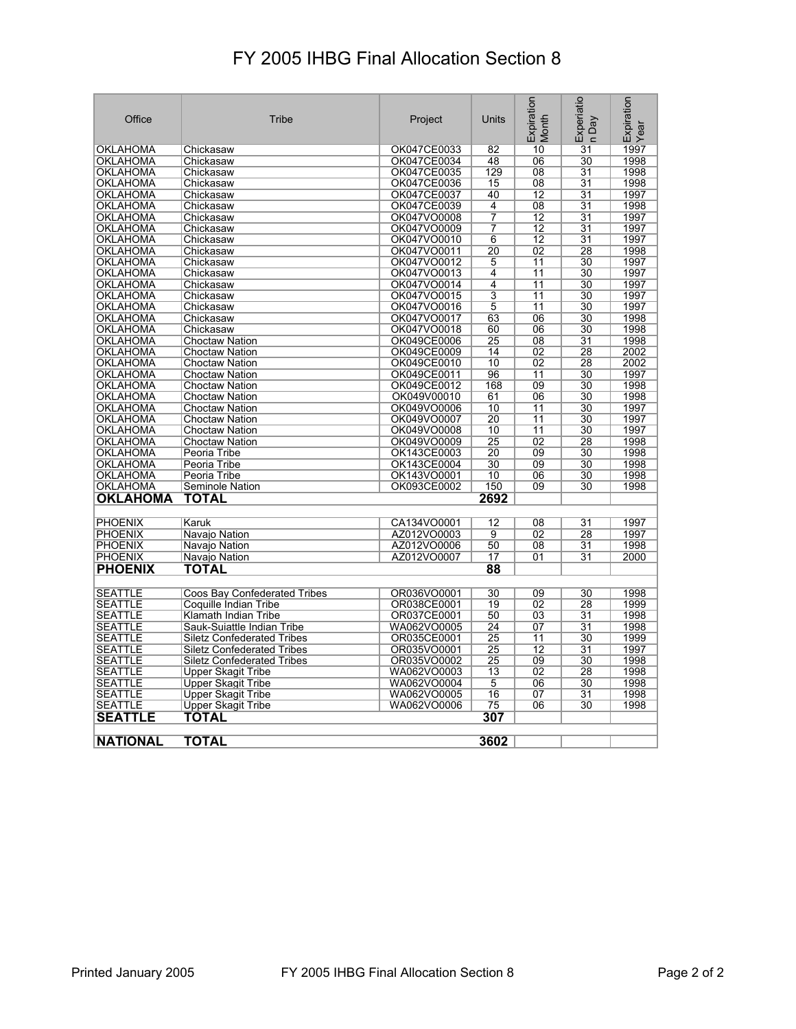# FY 2005 IHBG Final Allocation Section 8

| Office | Tribe | Project | Units | Expiration Month | Experiation Day | Expiration Year |
|---|---|---|---|---|---|---|
| OKLAHOMA | Chickasaw | OK047CE0033 | 82 | 10 | 31 | 1997 |
| OKLAHOMA | Chickasaw | OK047CE0034 | 48 | 06 | 30 | 1998 |
| OKLAHOMA | Chickasaw | OK047CE0035 | 129 | 08 | 31 | 1998 |
| OKLAHOMA | Chickasaw | OK047CE0036 | 15 | 08 | 31 | 1998 |
| OKLAHOMA | Chickasaw | OK047CE0037 | 40 | 12 | 31 | 1997 |
| OKLAHOMA | Chickasaw | OK047CE0039 | 4 | 08 | 31 | 1998 |
| OKLAHOMA | Chickasaw | OK047VO0008 | 7 | 12 | 31 | 1997 |
| OKLAHOMA | Chickasaw | OK047VO0009 | 7 | 12 | 31 | 1997 |
| OKLAHOMA | Chickasaw | OK047VO0010 | 6 | 12 | 31 | 1997 |
| OKLAHOMA | Chickasaw | OK047VO0011 | 20 | 02 | 28 | 1998 |
| OKLAHOMA | Chickasaw | OK047VO0012 | 5 | 11 | 30 | 1997 |
| OKLAHOMA | Chickasaw | OK047VO0013 | 4 | 11 | 30 | 1997 |
| OKLAHOMA | Chickasaw | OK047VO0014 | 4 | 11 | 30 | 1997 |
| OKLAHOMA | Chickasaw | OK047VO0015 | 3 | 11 | 30 | 1997 |
| OKLAHOMA | Chickasaw | OK047VO0016 | 5 | 11 | 30 | 1997 |
| OKLAHOMA | Chickasaw | OK047VO0017 | 63 | 06 | 30 | 1998 |
| OKLAHOMA | Chickasaw | OK047VO0018 | 60 | 06 | 30 | 1998 |
| OKLAHOMA | Choctaw Nation | OK049CE0006 | 25 | 08 | 31 | 1998 |
| OKLAHOMA | Choctaw Nation | OK049CE0009 | 14 | 02 | 28 | 2002 |
| OKLAHOMA | Choctaw Nation | OK049CE0010 | 10 | 02 | 28 | 2002 |
| OKLAHOMA | Choctaw Nation | OK049CE0011 | 96 | 11 | 30 | 1997 |
| OKLAHOMA | Choctaw Nation | OK049CE0012 | 168 | 09 | 30 | 1998 |
| OKLAHOMA | Choctaw Nation | OK049V00010 | 61 | 06 | 30 | 1998 |
| OKLAHOMA | Choctaw Nation | OK049VO0006 | 10 | 11 | 30 | 1997 |
| OKLAHOMA | Choctaw Nation | OK049VO0007 | 20 | 11 | 30 | 1997 |
| OKLAHOMA | Choctaw Nation | OK049VO0008 | 10 | 11 | 30 | 1997 |
| OKLAHOMA | Choctaw Nation | OK049VO0009 | 25 | 02 | 28 | 1998 |
| OKLAHOMA | Peoria Tribe | OK143CE0003 | 20 | 09 | 30 | 1998 |
| OKLAHOMA | Peoria Tribe | OK143CE0004 | 30 | 09 | 30 | 1998 |
| OKLAHOMA | Peoria Tribe | OK143VO0001 | 10 | 06 | 30 | 1998 |
| OKLAHOMA | Seminole Nation | OK093CE0002 | 150 | 09 | 30 | 1998 |
| **OKLAHOMA** | **TOTAL** | | **2692** | | | |
| | | | | | | |
| PHOENIX | Karuk | CA134VO0001 | 12 | 08 | 31 | 1997 |
| PHOENIX | Navajo Nation | AZ012VO0003 | 9 | 02 | 28 | 1997 |
| PHOENIX | Navajo Nation | AZ012VO0006 | 50 | 08 | 31 | 1998 |
| PHOENIX | Navajo Nation | AZ012VO0007 | 17 | 01 | 31 | 2000 |
| **PHOENIX** | **TOTAL** | | **88** | | | |
| | | | | | | |
| SEATTLE | Coos Bay Confederated Tribes | OR036VO0001 | 30 | 09 | 30 | 1998 |
| SEATTLE | Coquille Indian Tribe | OR038CE0001 | 19 | 02 | 28 | 1999 |
| SEATTLE | Klamath Indian Tribe | OR037CE0001 | 50 | 03 | 31 | 1998 |
| SEATTLE | Sauk-Suiattle Indian Tribe | WA062VO0005 | 24 | 07 | 31 | 1998 |
| SEATTLE | Siletz Confederated Tribes | OR035CE0001 | 25 | 11 | 30 | 1999 |
| SEATTLE | Siletz Confederated Tribes | OR035VO0001 | 25 | 12 | 31 | 1997 |
| SEATTLE | Siletz Confederated Tribes | OR035VO0002 | 25 | 09 | 30 | 1998 |
| SEATTLE | Upper Skagit Tribe | WA062VO0003 | 13 | 02 | 28 | 1998 |
| SEATTLE | Upper Skagit Tribe | WA062VO0004 | 5 | 06 | 30 | 1998 |
| SEATTLE | Upper Skagit Tribe | WA062VO0005 | 16 | 07 | 31 | 1998 |
| SEATTLE | Upper Skagit Tribe | WA062VO0006 | 75 | 06 | 30 | 1998 |
| **SEATTLE** | **TOTAL** | | **307** | | | |
| | | | | | | |
| **NATIONAL** | **TOTAL** | | **3602** | | | |

Printed January 2005